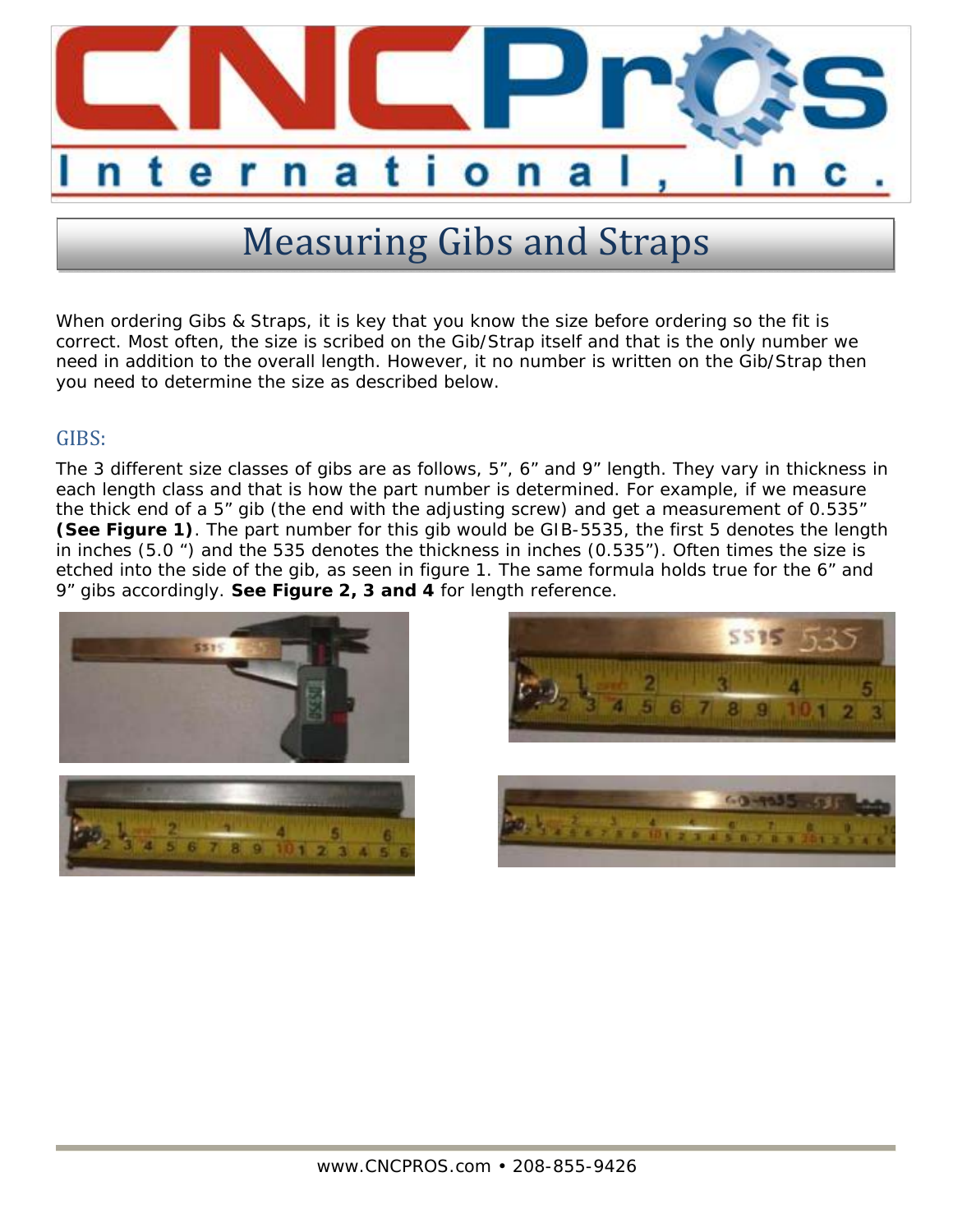# Measuring Gibs and Straps

When ordering Gibs & Straps, it is key that you know the size before ordering so the fit is correct. Most often, the size is scribed on the Gib/Strap itself and that is the only number we need in addition to the overall length. However, it no number is written on the Gib/Strap then you need to determine the size as described below.

## GIBS:

The 3 different size classes of gibs are as follows, 5", 6" and 9" length. They vary in thickness in each length class and that is how the part number is determined. For example, if we measure the thick end of a 5" gib (the end with the adjusting screw) and get a measurement of 0.535" **(See Figure 1)**. The part number for this gib would be GIB-5535, the first 5 denotes the length in inches (5.0 ") and the 535 denotes the thickness in inches (0.535"). Often times the size is etched into the side of the gib, as seen in figure 1. The same formula holds true for the 6" and 9" gibs accordingly. **See Figure 2, 3 and 4** for length reference.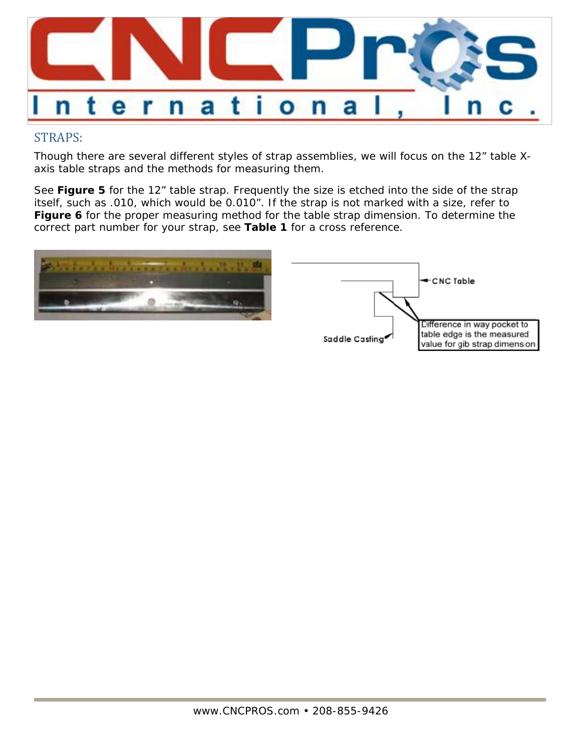## STRAPS:

Though there are several different styles of strap assemblies, we will focus on the 12" table X-axis table straps and the methods for measuring them.

See **Figure 5** for the 12" table strap. Frequently the size is etched into the side of the strap itself, such as .010, which would be 0.010". If the strap is not marked with a size, refer to **Figure 6** for the proper measuring method for the table strap dimension. To determine the correct part number for your strap, see **Table 1** for a cross reference.

CNC Table

Saddle Casting

Difference in way pocket to table edge is the measured value for gib strap dimension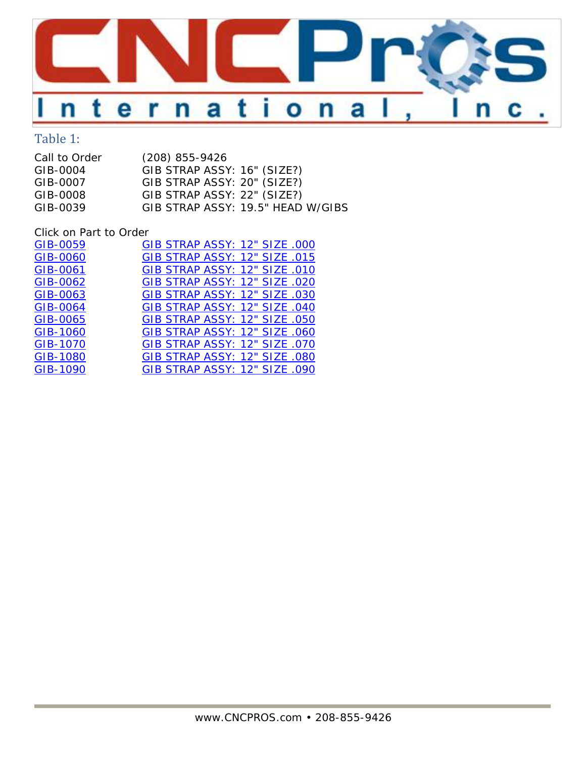Table 1:

| | |
|---|---|
| Call to Order | (208) 855-9426 |
| GIB-0004 | GIB STRAP ASSY: 16" (SIZE?) |
| GIB-0007 | GIB STRAP ASSY: 20" (SIZE?) |
| GIB-0008 | GIB STRAP ASSY: 22" (SIZE?) |
| GIB-0039 | GIB STRAP ASSY: 19.5" HEAD W/GIBS |

| | |
|---|---|
| Click on Part to Order | |
| GIB-0059 | GIB STRAP ASSY: 12" SIZE .000 |
| GIB-0060 | GIB STRAP ASSY: 12" SIZE .015 |
| GIB-0061 | GIB STRAP ASSY: 12" SIZE .010 |
| GIB-0062 | GIB STRAP ASSY: 12" SIZE .020 |
| GIB-0063 | GIB STRAP ASSY: 12" SIZE .030 |
| GIB-0064 | GIB STRAP ASSY: 12" SIZE .040 |
| GIB-0065 | GIB STRAP ASSY: 12" SIZE .050 |
| GIB-1060 | GIB STRAP ASSY: 12" SIZE .060 |
| GIB-1070 | GIB STRAP ASSY: 12" SIZE .070 |
| GIB-1080 | GIB STRAP ASSY: 12" SIZE .080 |
| GIB-1090 | GIB STRAP ASSY: 12" SIZE .090 |